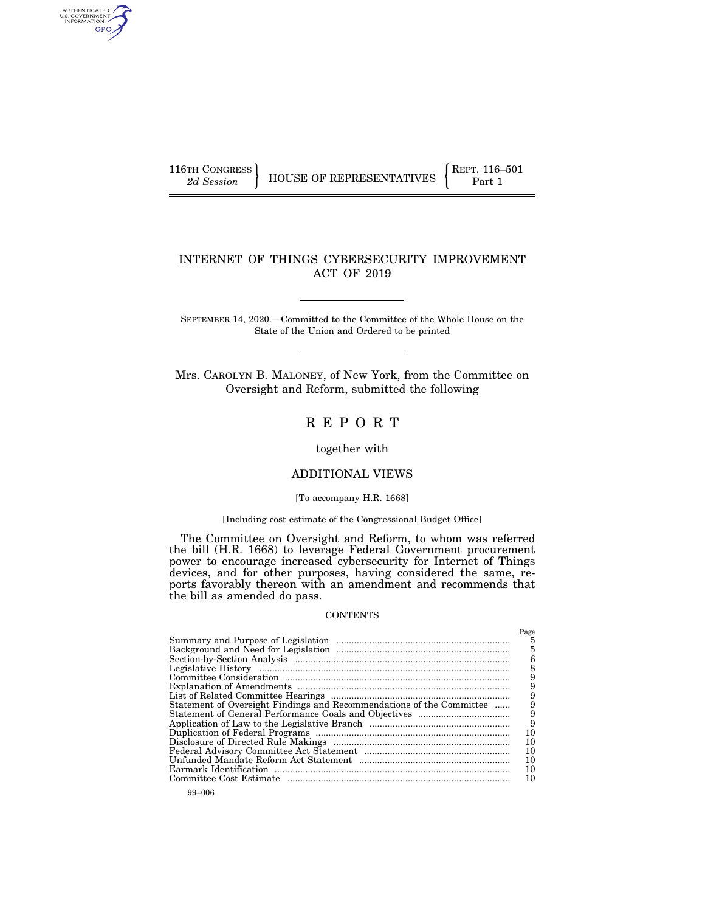116TH CONGRESS
*2d Session*

HOUSE OF REPRESENTATIVES

REPT. 116–501
Part 1

# INTERNET OF THINGS CYBERSECURITY IMPROVEMENT ACT OF 2019

SEPTEMBER 14, 2020.—Committed to the Committee of the Whole House on the State of the Union and Ordered to be printed

Mrs. CAROLYN B. MALONEY, of New York, from the Committee on Oversight and Reform, submitted the following

# R E P O R T

together with

## ADDITIONAL VIEWS

[To accompany H.R. 1668]

[Including cost estimate of the Congressional Budget Office]

The Committee on Oversight and Reform, to whom was referred the bill (H.R. 1668) to leverage Federal Government procurement power to encourage increased cybersecurity for Internet of Things devices, and for other purposes, having considered the same, reports favorably thereon with an amendment and recommends that the bill as amended do pass.

CONTENTS

| | Page |
|---|---|
| Summary and Purpose of Legislation | 5 |
| Background and Need for Legislation | 5 |
| Section-by-Section Analysis | 6 |
| Legislative History | 8 |
| Committee Consideration | 9 |
| Explanation of Amendments | 9 |
| List of Related Committee Hearings | 9 |
| Statement of Oversight Findings and Recommendations of the Committee | 9 |
| Statement of General Performance Goals and Objectives | 9 |
| Application of Law to the Legislative Branch | 9 |
| Duplication of Federal Programs | 10 |
| Disclosure of Directed Rule Makings | 10 |
| Federal Advisory Committee Act Statement | 10 |
| Unfunded Mandate Reform Act Statement | 10 |
| Earmark Identification | 10 |
| Committee Cost Estimate | 10 |

99–006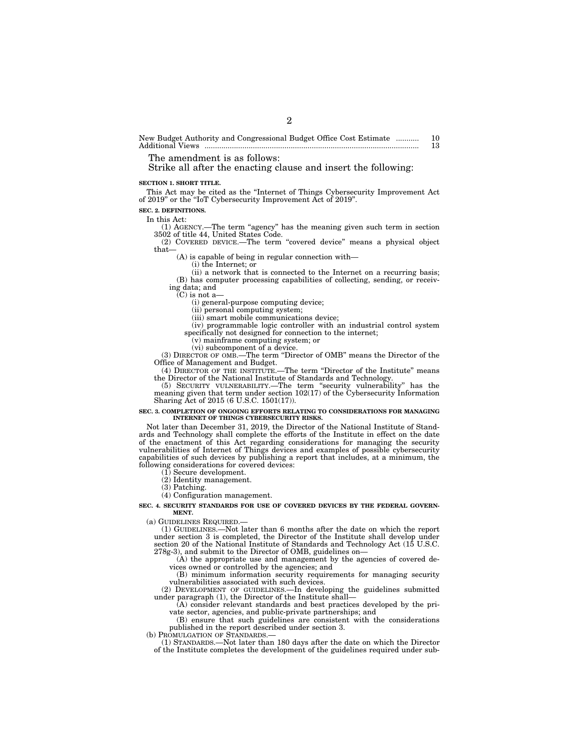New Budget Authority and Congressional Budget Office Cost Estimate .......... 10
Additional Views .................................................................................................... 13

The amendment is as follows:

Strike all after the enacting clause and insert the following:

**SECTION 1. SHORT TITLE.**

This Act may be cited as the "Internet of Things Cybersecurity Improvement Act of 2019" or the "IoT Cybersecurity Improvement Act of 2019".

**SEC. 2. DEFINITIONS.**

In this Act:

(1) AGENCY.—The term "agency" has the meaning given such term in section 3502 of title 44, United States Code.

(2) COVERED DEVICE.—The term "covered device" means a physical object that—

(A) is capable of being in regular connection with—

(i) the Internet; or

(ii) a network that is connected to the Internet on a recurring basis;

(B) has computer processing capabilities of collecting, sending, or receiving data; and

(C) is not a—

(i) general-purpose computing device;

(ii) personal computing system;

(iii) smart mobile communications device;

(iv) programmable logic controller with an industrial control system specifically not designed for connection to the internet;

(v) mainframe computing system; or

(vi) subcomponent of a device.

(3) DIRECTOR OF OMB.—The term "Director of OMB" means the Director of the Office of Management and Budget.

(4) DIRECTOR OF THE INSTITUTE.—The term "Director of the Institute" means the Director of the National Institute of Standards and Technology.

(5) SECURITY VULNERABILITY.—The term "security vulnerability" has the meaning given that term under section 102(17) of the Cybersecurity Information Sharing Act of 2015 (6 U.S.C. 1501(17)).

**SEC. 3. COMPLETION OF ONGOING EFFORTS RELATING TO CONSIDERATIONS FOR MANAGING INTERNET OF THINGS CYBERSECURITY RISKS.**

Not later than December 31, 2019, the Director of the National Institute of Standards and Technology shall complete the efforts of the Institute in effect on the date of the enactment of this Act regarding considerations for managing the security vulnerabilities of Internet of Things devices and examples of possible cybersecurity capabilities of such devices by publishing a report that includes, at a minimum, the following considerations for covered devices:

(1) Secure development.

(2) Identity management.

(3) Patching.

(4) Configuration management.

**SEC. 4. SECURITY STANDARDS FOR USE OF COVERED DEVICES BY THE FEDERAL GOVERNMENT.**

(a) GUIDELINES REQUIRED.—

(1) GUIDELINES.—Not later than 6 months after the date on which the report under section 3 is completed, the Director of the Institute shall develop under section 20 of the National Institute of Standards and Technology Act (15 U.S.C. 278g-3), and submit to the Director of OMB, guidelines on—

(A) the appropriate use and management by the agencies of covered devices owned or controlled by the agencies; and

(B) minimum information security requirements for managing security vulnerabilities associated with such devices.

(2) DEVELOPMENT OF GUIDELINES.—In developing the guidelines submitted under paragraph (1), the Director of the Institute shall—

(A) consider relevant standards and best practices developed by the private sector, agencies, and public-private partnerships; and

(B) ensure that such guidelines are consistent with the considerations published in the report described under section 3.

(b) PROMULGATION OF STANDARDS.—

(1) STANDARDS.—Not later than 180 days after the date on which the Director of the Institute completes the development of the guidelines required under sub-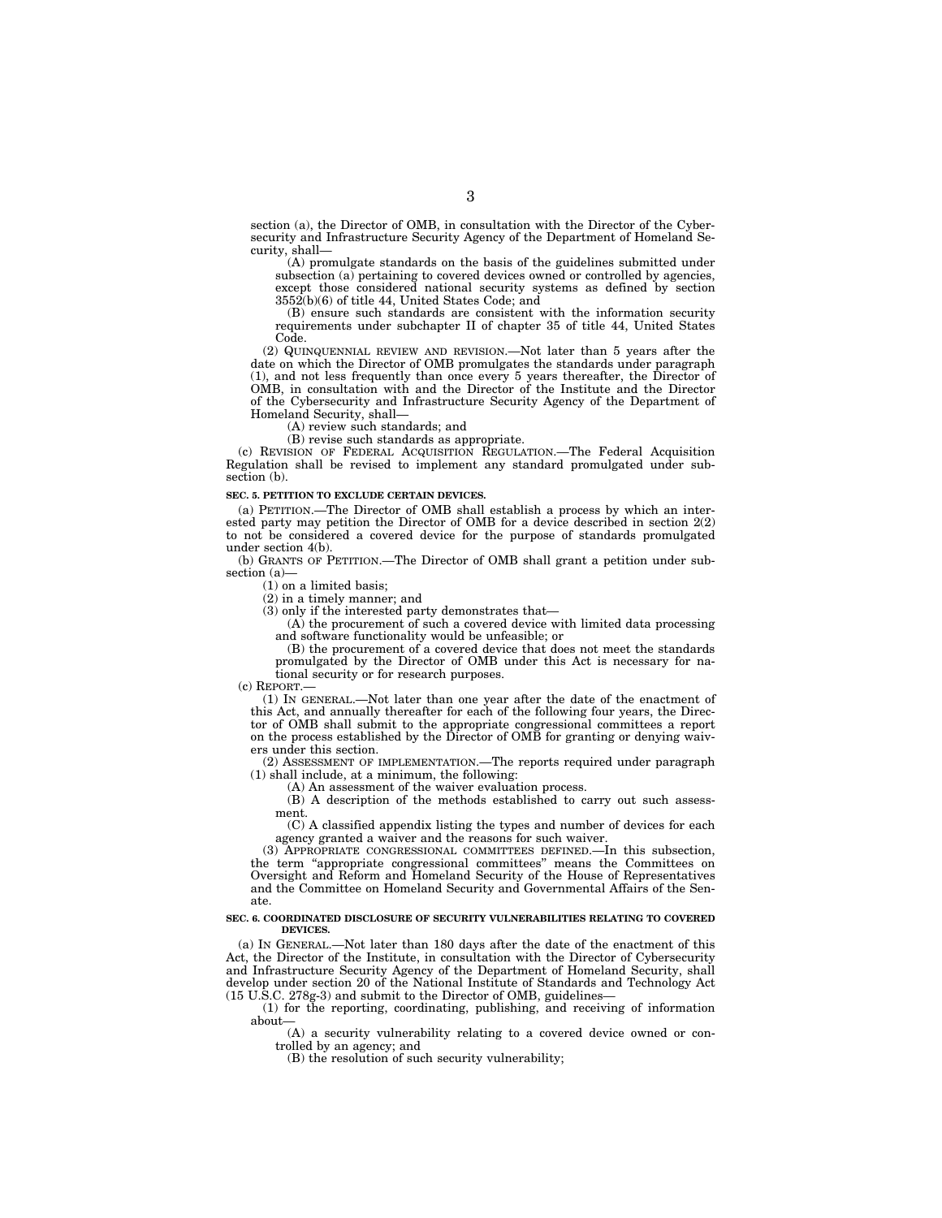section (a), the Director of OMB, in consultation with the Director of the Cybersecurity and Infrastructure Security Agency of the Department of Homeland Security, shall—

(A) promulgate standards on the basis of the guidelines submitted under subsection (a) pertaining to covered devices owned or controlled by agencies, except those considered national security systems as defined by section 3552(b)(6) of title 44, United States Code; and

(B) ensure such standards are consistent with the information security requirements under subchapter II of chapter 35 of title 44, United States Code.

(2) QUINQUENNIAL REVIEW AND REVISION.—Not later than 5 years after the date on which the Director of OMB promulgates the standards under paragraph (1), and not less frequently than once every 5 years thereafter, the Director of OMB, in consultation with and the Director of the Institute and the Director of the Cybersecurity and Infrastructure Security Agency of the Department of Homeland Security, shall—

(A) review such standards; and

(B) revise such standards as appropriate.

(c) REVISION OF FEDERAL ACQUISITION REGULATION.—The Federal Acquisition Regulation shall be revised to implement any standard promulgated under subsection (b).

**SEC. 5. PETITION TO EXCLUDE CERTAIN DEVICES.**

(a) PETITION.—The Director of OMB shall establish a process by which an interested party may petition the Director of OMB for a device described in section 2(2) to not be considered a covered device for the purpose of standards promulgated under section 4(b).

(b) GRANTS OF PETITION.—The Director of OMB shall grant a petition under subsection (a)—

(1) on a limited basis;

(2) in a timely manner; and

(3) only if the interested party demonstrates that—

(A) the procurement of such a covered device with limited data processing and software functionality would be unfeasible; or

(B) the procurement of a covered device that does not meet the standards promulgated by the Director of OMB under this Act is necessary for national security or for research purposes.

(c) REPORT.—

(1) IN GENERAL.—Not later than one year after the date of the enactment of this Act, and annually thereafter for each of the following four years, the Director of OMB shall submit to the appropriate congressional committees a report on the process established by the Director of OMB for granting or denying waivers under this section.

(2) ASSESSMENT OF IMPLEMENTATION.—The reports required under paragraph (1) shall include, at a minimum, the following:

(A) An assessment of the waiver evaluation process.

(B) A description of the methods established to carry out such assessment.

(C) A classified appendix listing the types and number of devices for each agency granted a waiver and the reasons for such waiver.

(3) APPROPRIATE CONGRESSIONAL COMMITTEES DEFINED.—In this subsection, the term "appropriate congressional committees" means the Committees on Oversight and Reform and Homeland Security of the House of Representatives and the Committee on Homeland Security and Governmental Affairs of the Senate.

**SEC. 6. COORDINATED DISCLOSURE OF SECURITY VULNERABILITIES RELATING TO COVERED DEVICES.**

(a) IN GENERAL.—Not later than 180 days after the date of the enactment of this Act, the Director of the Institute, in consultation with the Director of Cybersecurity and Infrastructure Security Agency of the Department of Homeland Security, shall develop under section 20 of the National Institute of Standards and Technology Act (15 U.S.C. 278g-3) and submit to the Director of OMB, guidelines—

(1) for the reporting, coordinating, publishing, and receiving of information about—

(A) a security vulnerability relating to a covered device owned or controlled by an agency; and

(B) the resolution of such security vulnerability;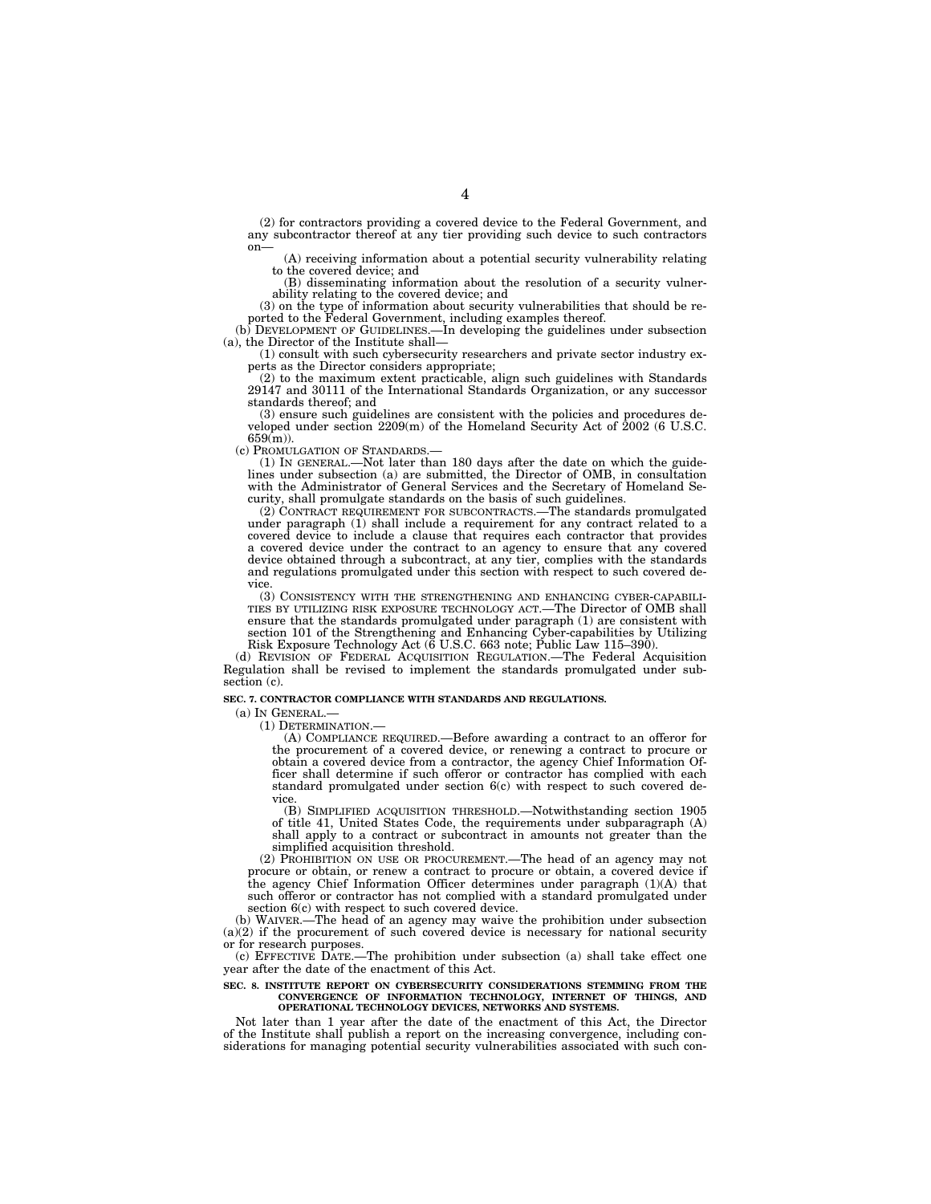(2) for contractors providing a covered device to the Federal Government, and any subcontractor thereof at any tier providing such device to such contractors on—

(A) receiving information about a potential security vulnerability relating to the covered device; and

(B) disseminating information about the resolution of a security vulnerability relating to the covered device; and

(3) on the type of information about security vulnerabilities that should be reported to the Federal Government, including examples thereof.

(b) DEVELOPMENT OF GUIDELINES.—In developing the guidelines under subsection (a), the Director of the Institute shall—

(1) consult with such cybersecurity researchers and private sector industry experts as the Director considers appropriate;

(2) to the maximum extent practicable, align such guidelines with Standards 29147 and 30111 of the International Standards Organization, or any successor standards thereof; and

(3) ensure such guidelines are consistent with the policies and procedures developed under section 2209(m) of the Homeland Security Act of 2002 (6 U.S.C. 659(m)).

(c) PROMULGATION OF STANDARDS.—

(1) IN GENERAL.—Not later than 180 days after the date on which the guidelines under subsection (a) are submitted, the Director of OMB, in consultation with the Administrator of General Services and the Secretary of Homeland Security, shall promulgate standards on the basis of such guidelines.

(2) CONTRACT REQUIREMENT FOR SUBCONTRACTS.—The standards promulgated under paragraph (1) shall include a requirement for any contract related to a covered device to include a clause that requires each contractor that provides a covered device under the contract to an agency to ensure that any covered device obtained through a subcontract, at any tier, complies with the standards and regulations promulgated under this section with respect to such covered device.

(3) CONSISTENCY WITH THE STRENGTHENING AND ENHANCING CYBER-CAPABILITIES BY UTILIZING RISK EXPOSURE TECHNOLOGY ACT.—The Director of OMB shall ensure that the standards promulgated under paragraph (1) are consistent with section 101 of the Strengthening and Enhancing Cyber-capabilities by Utilizing Risk Exposure Technology Act (6 U.S.C. 663 note; Public Law 115–390).

(d) REVISION OF FEDERAL ACQUISITION REGULATION.—The Federal Acquisition Regulation shall be revised to implement the standards promulgated under subsection (c).

**SEC. 7. CONTRACTOR COMPLIANCE WITH STANDARDS AND REGULATIONS.**

(a) IN GENERAL.—

(1) DETERMINATION.—

(A) COMPLIANCE REQUIRED.—Before awarding a contract to an offeror for the procurement of a covered device, or renewing a contract to procure or obtain a covered device from a contractor, the agency Chief Information Officer shall determine if such offeror or contractor has complied with each standard promulgated under section 6(c) with respect to such covered device.

(B) SIMPLIFIED ACQUISITION THRESHOLD.—Notwithstanding section 1905 of title 41, United States Code, the requirements under subparagraph (A) shall apply to a contract or subcontract in amounts not greater than the simplified acquisition threshold.

(2) PROHIBITION ON USE OR PROCUREMENT.—The head of an agency may not procure or obtain, or renew a contract to procure or obtain, a covered device if the agency Chief Information Officer determines under paragraph (1)(A) that such offeror or contractor has not complied with a standard promulgated under section 6(c) with respect to such covered device.

(b) WAIVER.—The head of an agency may waive the prohibition under subsection (a)(2) if the procurement of such covered device is necessary for national security or for research purposes.

(c) EFFECTIVE DATE.—The prohibition under subsection (a) shall take effect one year after the date of the enactment of this Act.

**SEC. 8. INSTITUTE REPORT ON CYBERSECURITY CONSIDERATIONS STEMMING FROM THE CONVERGENCE OF INFORMATION TECHNOLOGY, INTERNET OF THINGS, AND OPERATIONAL TECHNOLOGY DEVICES, NETWORKS AND SYSTEMS.**

Not later than 1 year after the date of the enactment of this Act, the Director of the Institute shall publish a report on the increasing convergence, including considerations for managing potential security vulnerabilities associated with such con-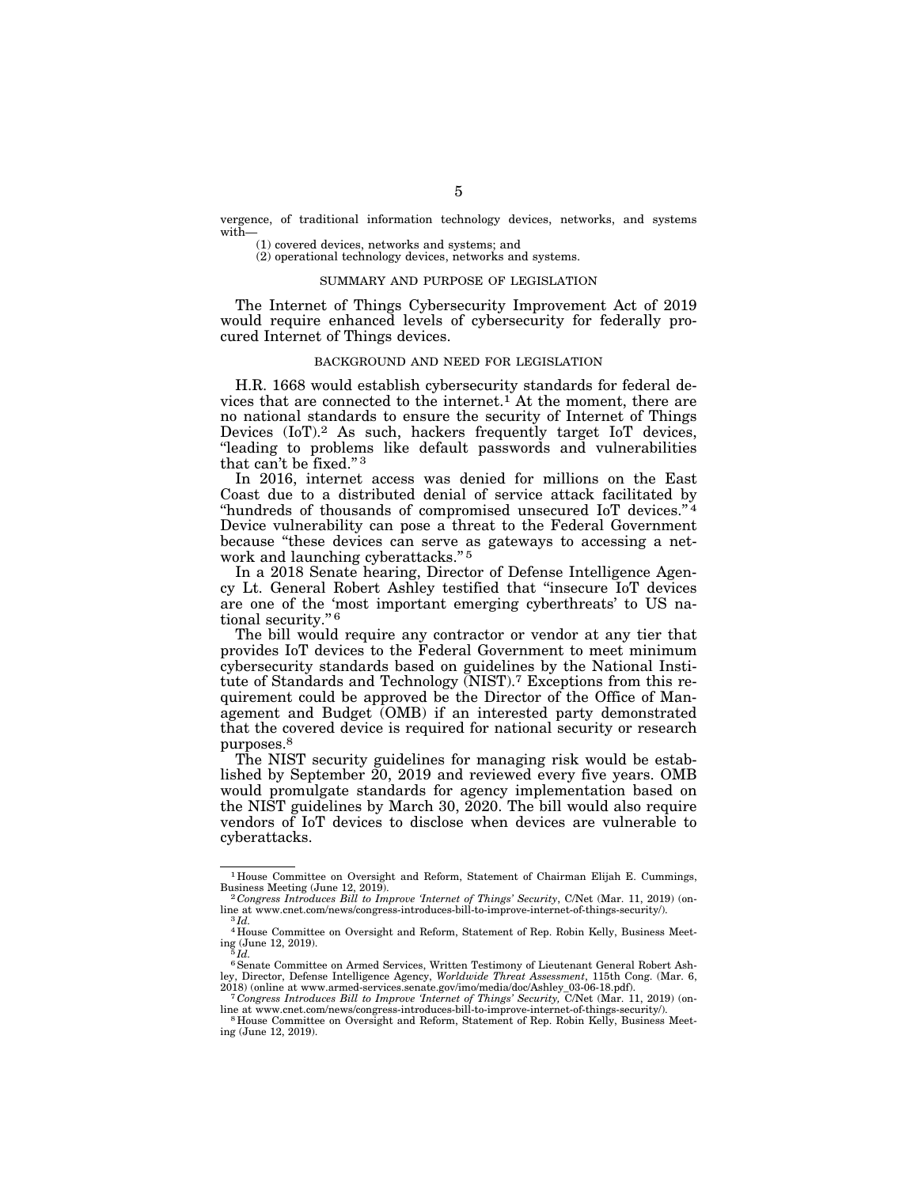vergence, of traditional information technology devices, networks, and systems with—

(1) covered devices, networks and systems; and

(2) operational technology devices, networks and systems.

## SUMMARY AND PURPOSE OF LEGISLATION

The Internet of Things Cybersecurity Improvement Act of 2019 would require enhanced levels of cybersecurity for federally procured Internet of Things devices.

## BACKGROUND AND NEED FOR LEGISLATION

H.R. 1668 would establish cybersecurity standards for federal devices that are connected to the internet.[1] At the moment, there are no national standards to ensure the security of Internet of Things Devices (IoT).[2] As such, hackers frequently target IoT devices, "leading to problems like default passwords and vulnerabilities that can't be fixed."[3]

In 2016, internet access was denied for millions on the East Coast due to a distributed denial of service attack facilitated by "hundreds of thousands of compromised unsecured IoT devices."[4] Device vulnerability can pose a threat to the Federal Government because "these devices can serve as gateways to accessing a network and launching cyberattacks."[5]

In a 2018 Senate hearing, Director of Defense Intelligence Agency Lt. General Robert Ashley testified that "insecure IoT devices are one of the 'most important emerging cyberthreats' to US national security."[6]

The bill would require any contractor or vendor at any tier that provides IoT devices to the Federal Government to meet minimum cybersecurity standards based on guidelines by the National Institute of Standards and Technology (NIST).[7] Exceptions from this requirement could be approved be the Director of the Office of Management and Budget (OMB) if an interested party demonstrated that the covered device is required for national security or research purposes.[8]

The NIST security guidelines for managing risk would be established by September 20, 2019 and reviewed every five years. OMB would promulgate standards for agency implementation based on the NIST guidelines by March 30, 2020. The bill would also require vendors of IoT devices to disclose when devices are vulnerable to cyberattacks.

---

[1] House Committee on Oversight and Reform, Statement of Chairman Elijah E. Cummings, Business Meeting (June 12, 2019).

[2] *Congress Introduces Bill to Improve 'Internet of Things' Security*, C/Net (Mar. 11, 2019) (online at www.cnet.com/news/congress-introduces-bill-to-improve-internet-of-things-security/).

[3] *Id.*

[4] House Committee on Oversight and Reform, Statement of Rep. Robin Kelly, Business Meeting (June 12, 2019).

[5] *Id.*

[6] Senate Committee on Armed Services, Written Testimony of Lieutenant General Robert Ashley, Director, Defense Intelligence Agency, *Worldwide Threat Assessment*, 115th Cong. (Mar. 6, 2018) (online at www.armed-services.senate.gov/imo/media/doc/Ashley_03-06-18.pdf).

[7] *Congress Introduces Bill to Improve 'Internet of Things' Security,* C/Net (Mar. 11, 2019) (online at www.cnet.com/news/congress-introduces-bill-to-improve-internet-of-things-security/).

[8] House Committee on Oversight and Reform, Statement of Rep. Robin Kelly, Business Meeting (June 12, 2019).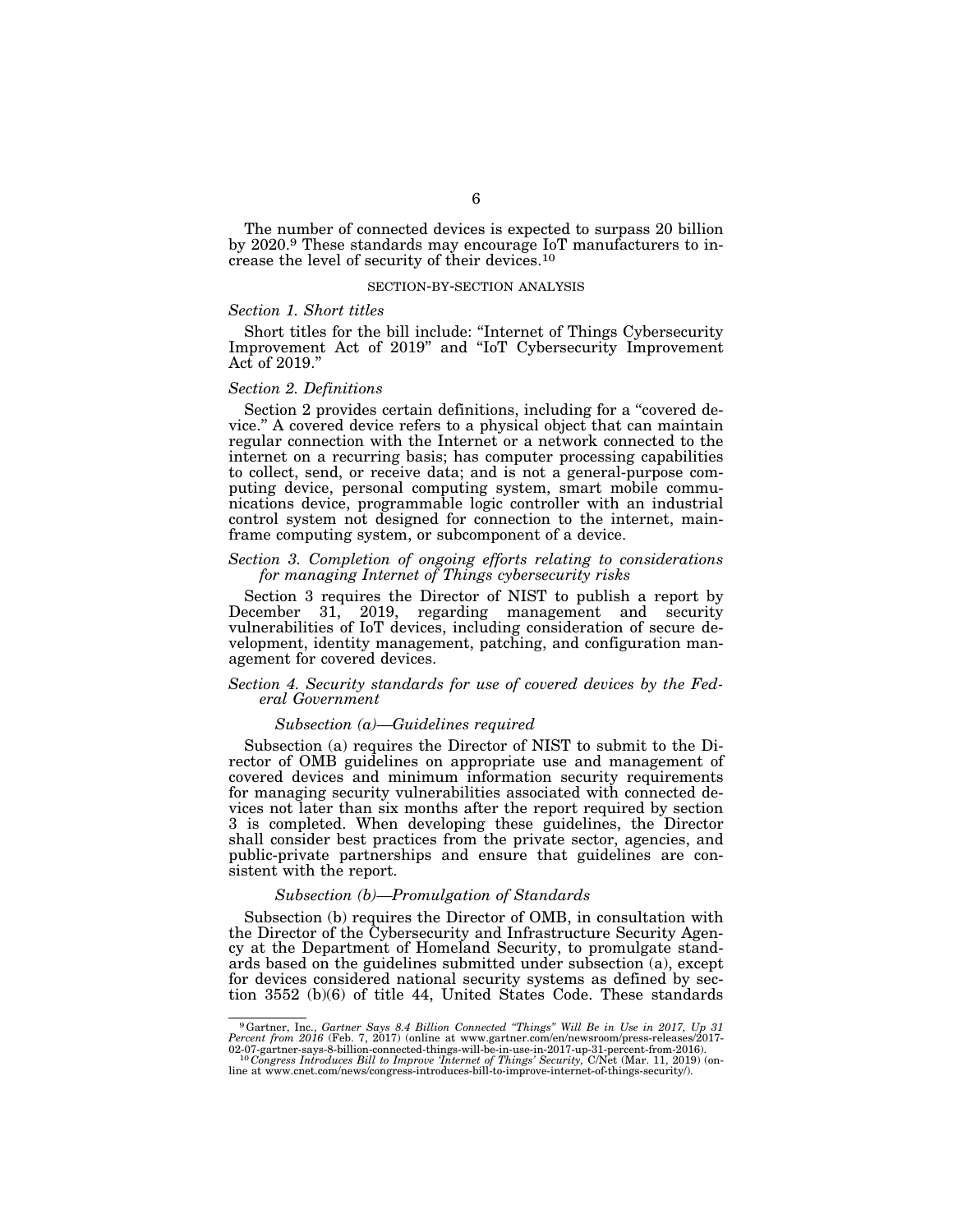The number of connected devices is expected to surpass 20 billion by 2020.[9] These standards may encourage IoT manufacturers to increase the level of security of their devices.[10]

## SECTION-BY-SECTION ANALYSIS

### *Section 1. Short titles*

Short titles for the bill include: "Internet of Things Cybersecurity Improvement Act of 2019" and "IoT Cybersecurity Improvement Act of 2019."

### *Section 2. Definitions*

Section 2 provides certain definitions, including for a "covered device." A covered device refers to a physical object that can maintain regular connection with the Internet or a network connected to the internet on a recurring basis; has computer processing capabilities to collect, send, or receive data; and is not a general-purpose computing device, personal computing system, smart mobile communications device, programmable logic controller with an industrial control system not designed for connection to the internet, mainframe computing system, or subcomponent of a device.

### *Section 3. Completion of ongoing efforts relating to considerations for managing Internet of Things cybersecurity risks*

Section 3 requires the Director of NIST to publish a report by December 31, 2019, regarding management and security vulnerabilities of IoT devices, including consideration of secure development, identity management, patching, and configuration management for covered devices.

### *Section 4. Security standards for use of covered devices by the Federal Government*

#### *Subsection (a)—Guidelines required*

Subsection (a) requires the Director of NIST to submit to the Director of OMB guidelines on appropriate use and management of covered devices and minimum information security requirements for managing security vulnerabilities associated with connected devices not later than six months after the report required by section 3 is completed. When developing these guidelines, the Director shall consider best practices from the private sector, agencies, and public-private partnerships and ensure that guidelines are consistent with the report.

#### *Subsection (b)—Promulgation of Standards*

Subsection (b) requires the Director of OMB, in consultation with the Director of the Cybersecurity and Infrastructure Security Agency at the Department of Homeland Security, to promulgate standards based on the guidelines submitted under subsection (a), except for devices considered national security systems as defined by section 3552 (b)(6) of title 44, United States Code. These standards

---

[9] Gartner, Inc., *Gartner Says 8.4 Billion Connected "Things" Will Be in Use in 2017, Up 31 Percent from 2016* (Feb. 7, 2017) (online at www.gartner.com/en/newsroom/press-releases/2017-02-07-gartner-says-8-billion-connected-things-will-be-in-use-in-2017-up-31-percent-from-2016).

[10] *Congress Introduces Bill to Improve 'Internet of Things' Security,* C/Net (Mar. 11, 2019) (online at www.cnet.com/news/congress-introduces-bill-to-improve-internet-of-things-security/).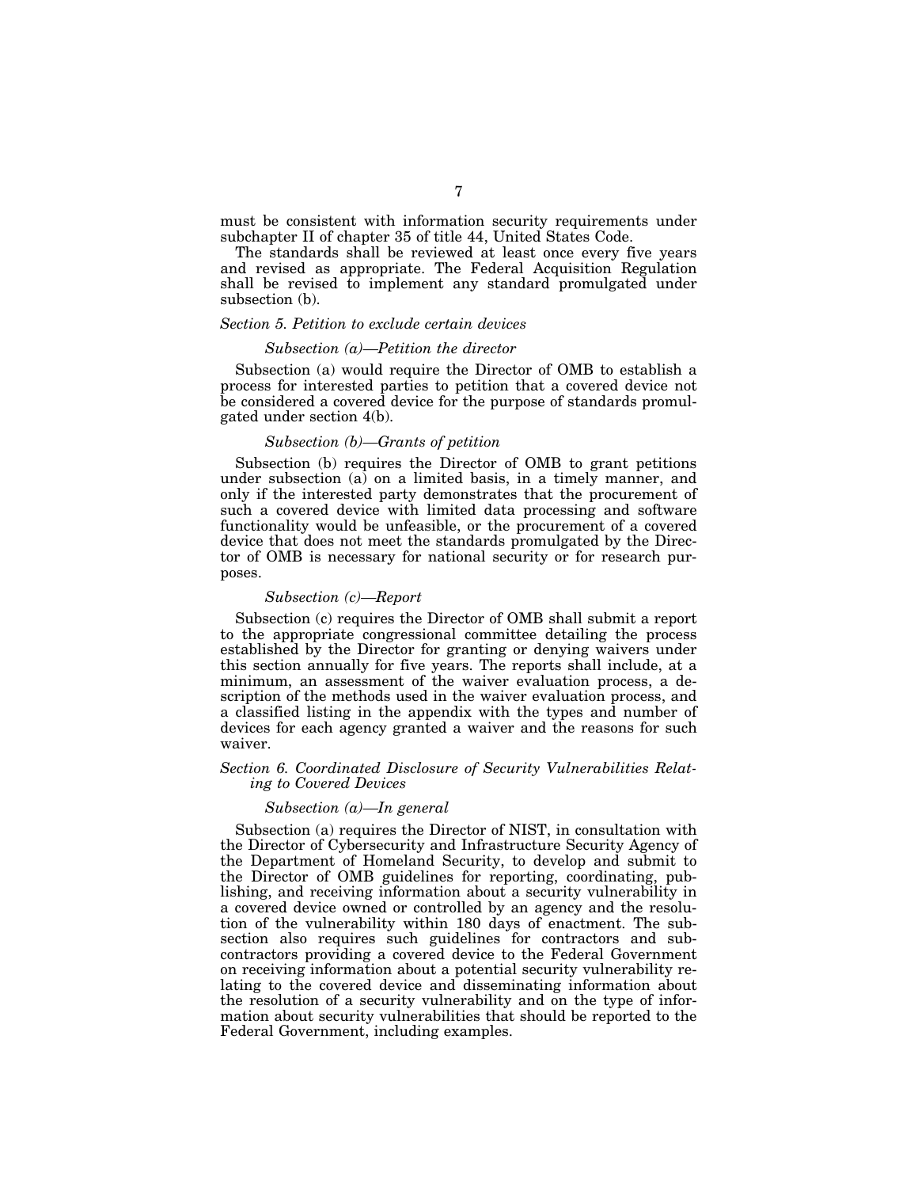must be consistent with information security requirements under subchapter II of chapter 35 of title 44, United States Code.

The standards shall be reviewed at least once every five years and revised as appropriate. The Federal Acquisition Regulation shall be revised to implement any standard promulgated under subsection (b).

*Section 5. Petition to exclude certain devices*

*Subsection (a)—Petition the director*

Subsection (a) would require the Director of OMB to establish a process for interested parties to petition that a covered device not be considered a covered device for the purpose of standards promulgated under section 4(b).

*Subsection (b)—Grants of petition*

Subsection (b) requires the Director of OMB to grant petitions under subsection (a) on a limited basis, in a timely manner, and only if the interested party demonstrates that the procurement of such a covered device with limited data processing and software functionality would be unfeasible, or the procurement of a covered device that does not meet the standards promulgated by the Director of OMB is necessary for national security or for research purposes.

*Subsection (c)—Report*

Subsection (c) requires the Director of OMB shall submit a report to the appropriate congressional committee detailing the process established by the Director for granting or denying waivers under this section annually for five years. The reports shall include, at a minimum, an assessment of the waiver evaluation process, a description of the methods used in the waiver evaluation process, and a classified listing in the appendix with the types and number of devices for each agency granted a waiver and the reasons for such waiver.

*Section 6. Coordinated Disclosure of Security Vulnerabilities Relating to Covered Devices*

*Subsection (a)—In general*

Subsection (a) requires the Director of NIST, in consultation with the Director of Cybersecurity and Infrastructure Security Agency of the Department of Homeland Security, to develop and submit to the Director of OMB guidelines for reporting, coordinating, publishing, and receiving information about a security vulnerability in a covered device owned or controlled by an agency and the resolution of the vulnerability within 180 days of enactment. The subsection also requires such guidelines for contractors and subcontractors providing a covered device to the Federal Government on receiving information about a potential security vulnerability relating to the covered device and disseminating information about the resolution of a security vulnerability and on the type of information about security vulnerabilities that should be reported to the Federal Government, including examples.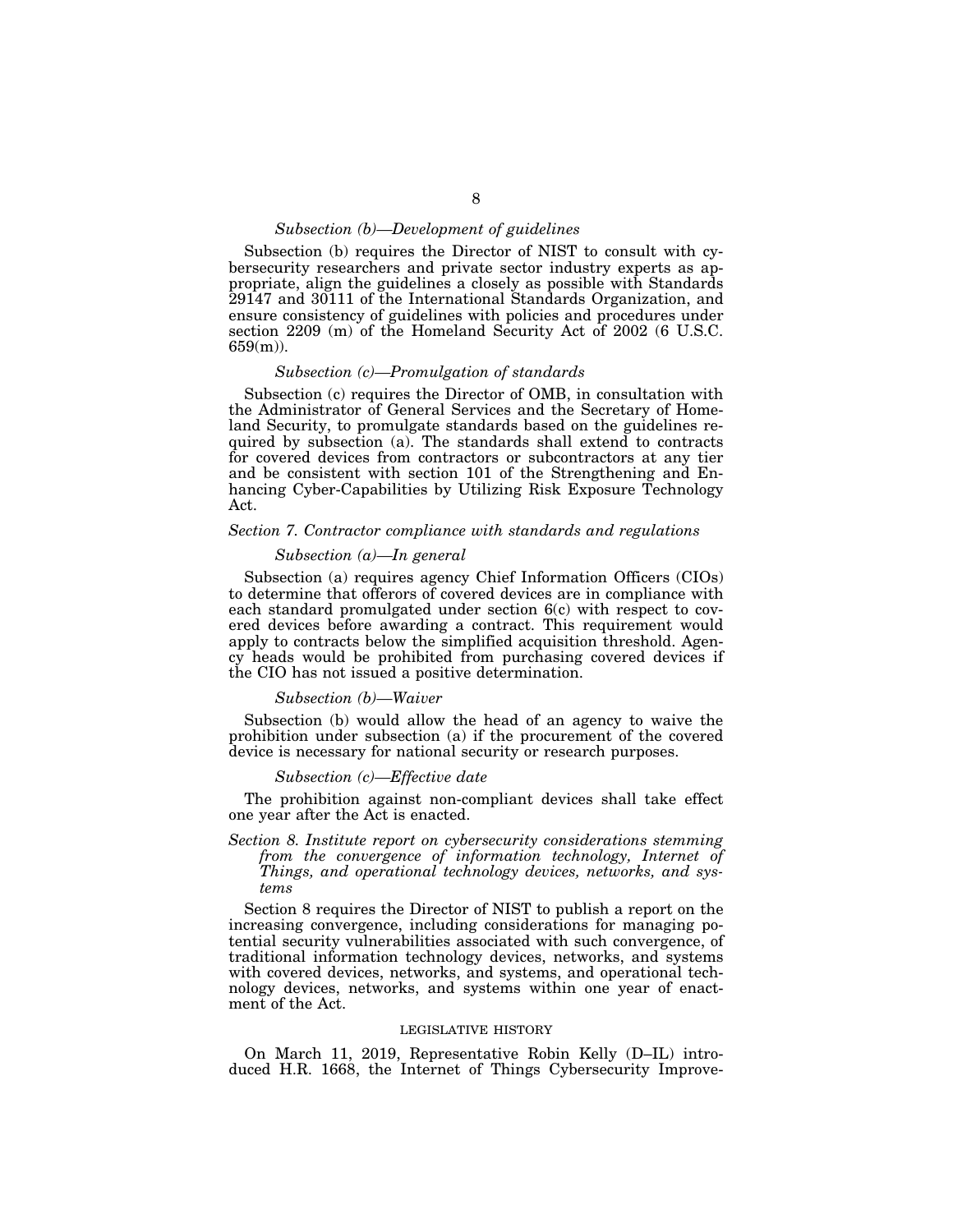*Subsection (b)—Development of guidelines*

Subsection (b) requires the Director of NIST to consult with cybersecurity researchers and private sector industry experts as appropriate, align the guidelines a closely as possible with Standards 29147 and 30111 of the International Standards Organization, and ensure consistency of guidelines with policies and procedures under section 2209 (m) of the Homeland Security Act of 2002 (6 U.S.C. 659(m)).

*Subsection (c)—Promulgation of standards*

Subsection (c) requires the Director of OMB, in consultation with the Administrator of General Services and the Secretary of Homeland Security, to promulgate standards based on the guidelines required by subsection (a). The standards shall extend to contracts for covered devices from contractors or subcontractors at any tier and be consistent with section 101 of the Strengthening and Enhancing Cyber-Capabilities by Utilizing Risk Exposure Technology Act.

*Section 7. Contractor compliance with standards and regulations*

*Subsection (a)—In general*

Subsection (a) requires agency Chief Information Officers (CIOs) to determine that offerors of covered devices are in compliance with each standard promulgated under section 6(c) with respect to covered devices before awarding a contract. This requirement would apply to contracts below the simplified acquisition threshold. Agency heads would be prohibited from purchasing covered devices if the CIO has not issued a positive determination.

*Subsection (b)—Waiver*

Subsection (b) would allow the head of an agency to waive the prohibition under subsection (a) if the procurement of the covered device is necessary for national security or research purposes.

*Subsection (c)—Effective date*

The prohibition against non-compliant devices shall take effect one year after the Act is enacted.

*Section 8. Institute report on cybersecurity considerations stemming from the convergence of information technology, Internet of Things, and operational technology devices, networks, and systems*

Section 8 requires the Director of NIST to publish a report on the increasing convergence, including considerations for managing potential security vulnerabilities associated with such convergence, of traditional information technology devices, networks, and systems with covered devices, networks, and systems, and operational technology devices, networks, and systems within one year of enactment of the Act.

## LEGISLATIVE HISTORY

On March 11, 2019, Representative Robin Kelly (D–IL) introduced H.R. 1668, the Internet of Things Cybersecurity Improve-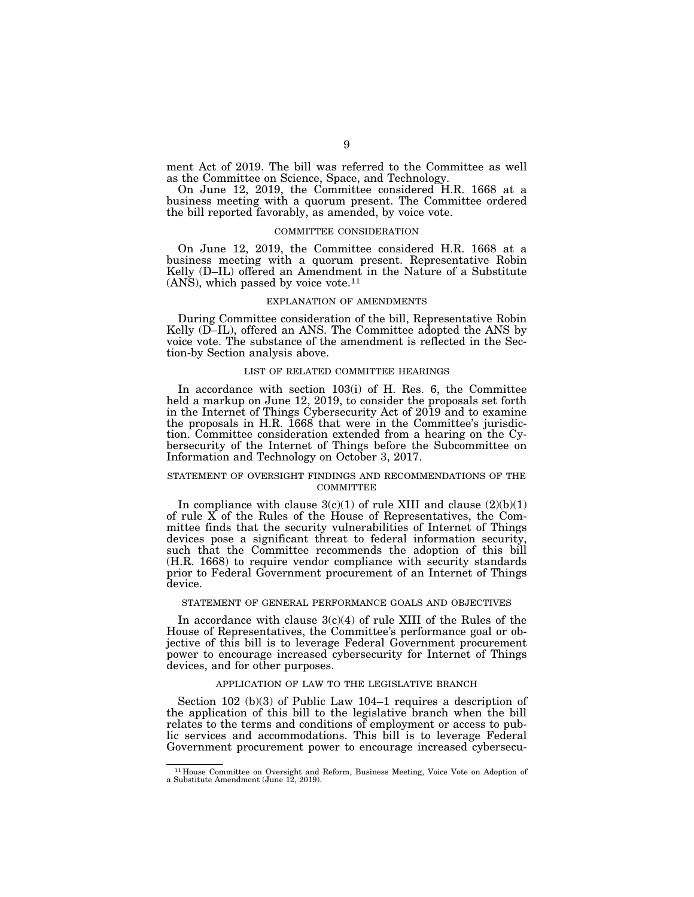ment Act of 2019. The bill was referred to the Committee as well as the Committee on Science, Space, and Technology.

On June 12, 2019, the Committee considered H.R. 1668 at a business meeting with a quorum present. The Committee ordered the bill reported favorably, as amended, by voice vote.

## COMMITTEE CONSIDERATION

On June 12, 2019, the Committee considered H.R. 1668 at a business meeting with a quorum present. Representative Robin Kelly (D–IL) offered an Amendment in the Nature of a Substitute (ANS), which passed by voice vote.[11]

## EXPLANATION OF AMENDMENTS

During Committee consideration of the bill, Representative Robin Kelly (D–IL), offered an ANS. The Committee adopted the ANS by voice vote. The substance of the amendment is reflected in the Section-by Section analysis above.

## LIST OF RELATED COMMITTEE HEARINGS

In accordance with section 103(i) of H. Res. 6, the Committee held a markup on June 12, 2019, to consider the proposals set forth in the Internet of Things Cybersecurity Act of 2019 and to examine the proposals in H.R. 1668 that were in the Committee's jurisdiction. Committee consideration extended from a hearing on the Cybersecurity of the Internet of Things before the Subcommittee on Information and Technology on October 3, 2017.

## STATEMENT OF OVERSIGHT FINDINGS AND RECOMMENDATIONS OF THE COMMITTEE

In compliance with clause 3(c)(1) of rule XIII and clause (2)(b)(1) of rule X of the Rules of the House of Representatives, the Committee finds that the security vulnerabilities of Internet of Things devices pose a significant threat to federal information security, such that the Committee recommends the adoption of this bill (H.R. 1668) to require vendor compliance with security standards prior to Federal Government procurement of an Internet of Things device.

## STATEMENT OF GENERAL PERFORMANCE GOALS AND OBJECTIVES

In accordance with clause 3(c)(4) of rule XIII of the Rules of the House of Representatives, the Committee's performance goal or objective of this bill is to leverage Federal Government procurement power to encourage increased cybersecurity for Internet of Things devices, and for other purposes.

## APPLICATION OF LAW TO THE LEGISLATIVE BRANCH

Section 102 (b)(3) of Public Law 104–1 requires a description of the application of this bill to the legislative branch when the bill relates to the terms and conditions of employment or access to public services and accommodations. This bill is to leverage Federal Government procurement power to encourage increased cybersecu-

---

[11] House Committee on Oversight and Reform, Business Meeting, Voice Vote on Adoption of a Substitute Amendment (June 12, 2019).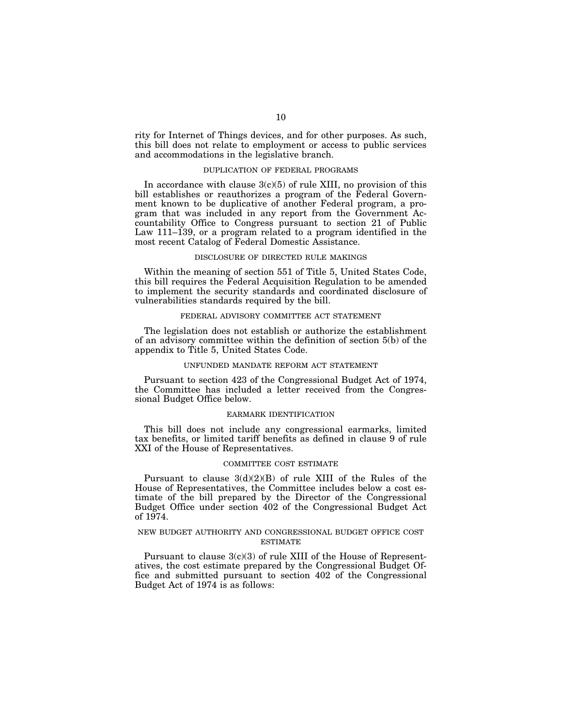rity for Internet of Things devices, and for other purposes. As such, this bill does not relate to employment or access to public services and accommodations in the legislative branch.

## DUPLICATION OF FEDERAL PROGRAMS

In accordance with clause 3(c)(5) of rule XIII, no provision of this bill establishes or reauthorizes a program of the Federal Government known to be duplicative of another Federal program, a program that was included in any report from the Government Accountability Office to Congress pursuant to section 21 of Public Law 111–139, or a program related to a program identified in the most recent Catalog of Federal Domestic Assistance.

## DISCLOSURE OF DIRECTED RULE MAKINGS

Within the meaning of section 551 of Title 5, United States Code, this bill requires the Federal Acquisition Regulation to be amended to implement the security standards and coordinated disclosure of vulnerabilities standards required by the bill.

## FEDERAL ADVISORY COMMITTEE ACT STATEMENT

The legislation does not establish or authorize the establishment of an advisory committee within the definition of section 5(b) of the appendix to Title 5, United States Code.

## UNFUNDED MANDATE REFORM ACT STATEMENT

Pursuant to section 423 of the Congressional Budget Act of 1974, the Committee has included a letter received from the Congressional Budget Office below.

## EARMARK IDENTIFICATION

This bill does not include any congressional earmarks, limited tax benefits, or limited tariff benefits as defined in clause 9 of rule XXI of the House of Representatives.

## COMMITTEE COST ESTIMATE

Pursuant to clause 3(d)(2)(B) of rule XIII of the Rules of the House of Representatives, the Committee includes below a cost estimate of the bill prepared by the Director of the Congressional Budget Office under section 402 of the Congressional Budget Act of 1974.

## NEW BUDGET AUTHORITY AND CONGRESSIONAL BUDGET OFFICE COST ESTIMATE

Pursuant to clause 3(c)(3) of rule XIII of the House of Representatives, the cost estimate prepared by the Congressional Budget Office and submitted pursuant to section 402 of the Congressional Budget Act of 1974 is as follows: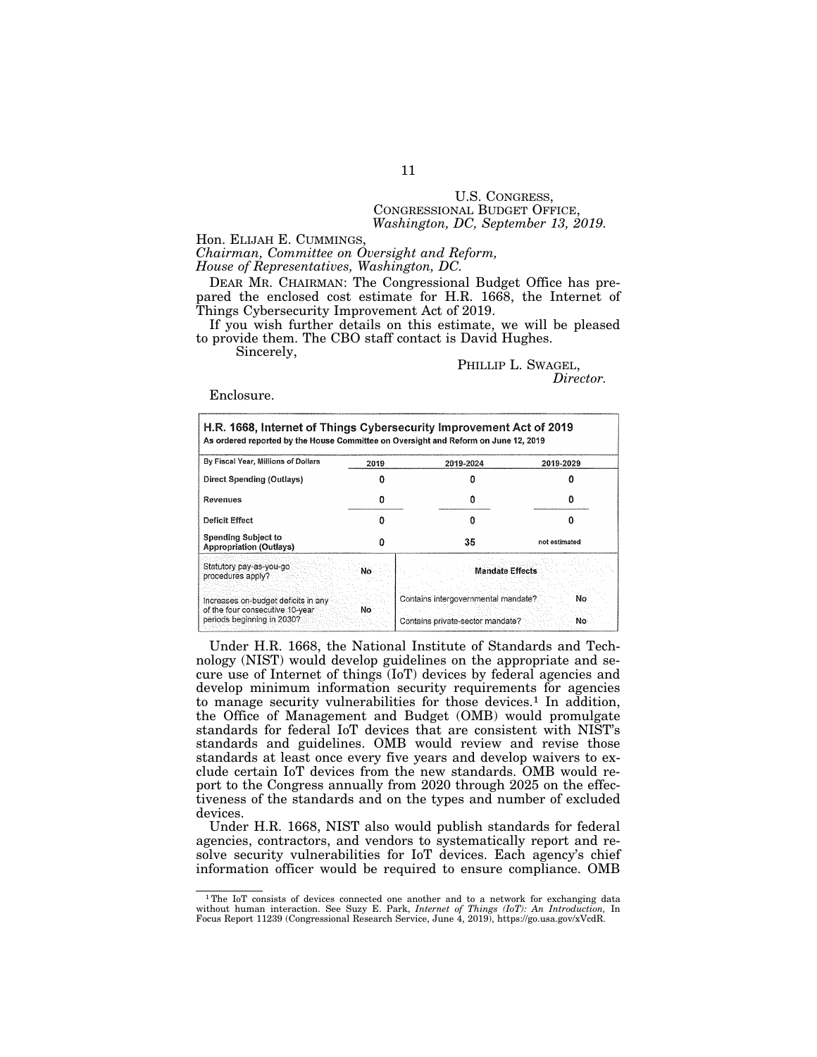U.S. CONGRESS,
CONGRESSIONAL BUDGET OFFICE,
*Washington, DC, September 13, 2019.*

Hon. ELIJAH E. CUMMINGS,
*Chairman, Committee on Oversight and Reform,*
*House of Representatives, Washington, DC.*

DEAR MR. CHAIRMAN: The Congressional Budget Office has prepared the enclosed cost estimate for H.R. 1668, the Internet of Things Cybersecurity Improvement Act of 2019.

If you wish further details on this estimate, we will be pleased to provide them. The CBO staff contact is David Hughes.

Sincerely,

PHILLIP L. SWAGEL,
*Director.*

Enclosure.

**H.R. 1668, Internet of Things Cybersecurity Improvement Act of 2019**
**As ordered reported by the House Committee on Oversight and Reform on June 12, 2019**

| By Fiscal Year, Millions of Dollars | 2019 | 2019-2024 | 2019-2029 |
|---|---|---|---|
| Direct Spending (Outlays) | 0 | 0 | 0 |
| Revenues | 0 | 0 | 0 |
| Deficit Effect | 0 | 0 | 0 |
| Spending Subject to Appropriation (Outlays) | 0 | 35 | not estimated |

| Statutory pay-as-you-go procedures apply? | No | **Mandate Effects** | |
|---|---|---|---|
| Increases on-budget deficits in any of the four consecutive 10-year periods beginning in 2030? | No | Contains intergovernmental mandate? | No |
| | | Contains private-sector mandate? | No |

Under H.R. 1668, the National Institute of Standards and Technology (NIST) would develop guidelines on the appropriate and secure use of Internet of things (IoT) devices by federal agencies and develop minimum information security requirements for agencies to manage security vulnerabilities for those devices.[1] In addition, the Office of Management and Budget (OMB) would promulgate standards for federal IoT devices that are consistent with NIST's standards and guidelines. OMB would review and revise those standards at least once every five years and develop waivers to exclude certain IoT devices from the new standards. OMB would report to the Congress annually from 2020 through 2025 on the effectiveness of the standards and on the types and number of excluded devices.

Under H.R. 1668, NIST also would publish standards for federal agencies, contractors, and vendors to systematically report and resolve security vulnerabilities for IoT devices. Each agency's chief information officer would be required to ensure compliance. OMB

[1] The IoT consists of devices connected one another and to a network for exchanging data without human interaction. See Suzy E. Park, *Internet of Things (IoT): An Introduction,* In Focus Report 11239 (Congressional Research Service, June 4, 2019), https://go.usa.gov/xVcdR.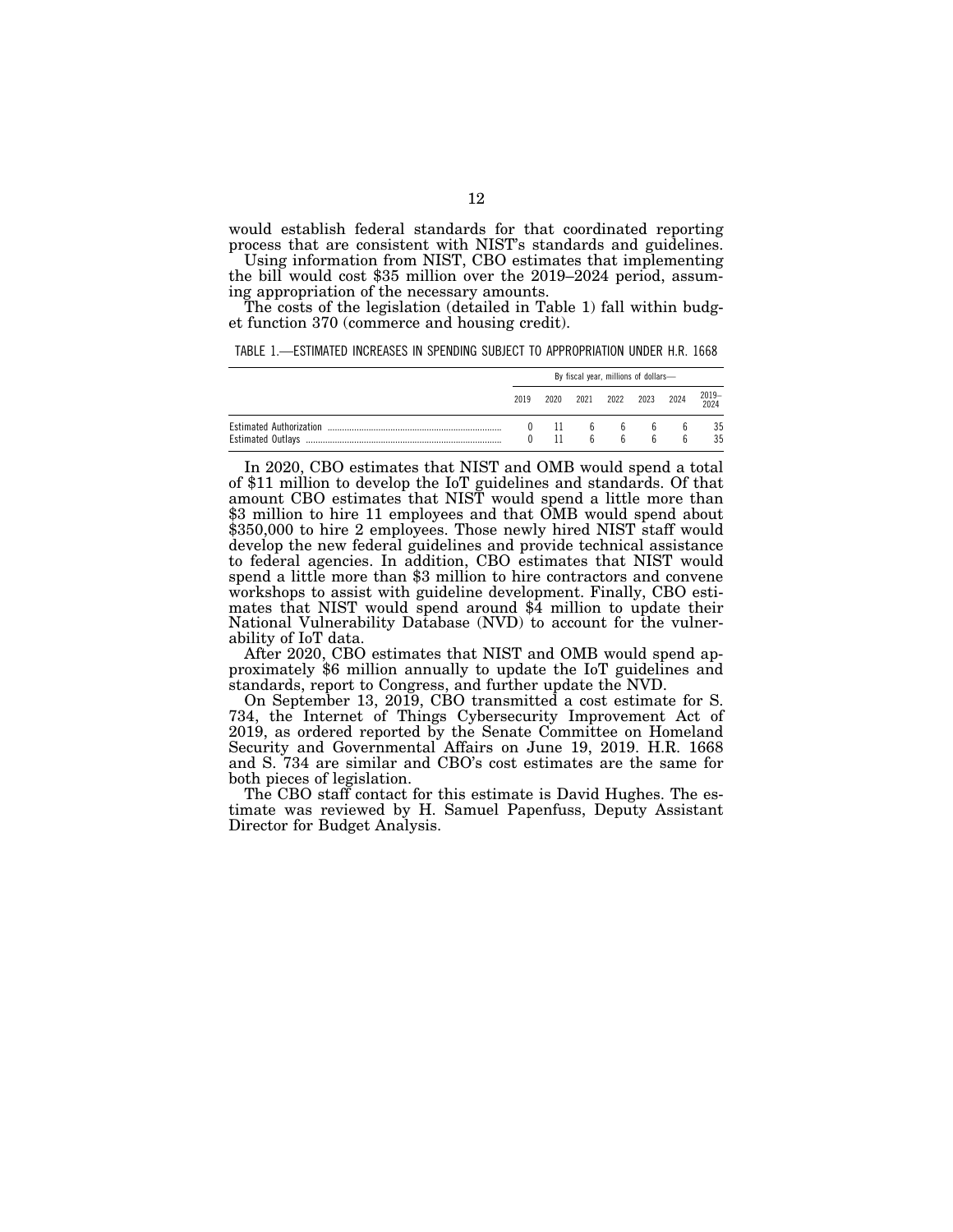would establish federal standards for that coordinated reporting process that are consistent with NIST's standards and guidelines.

Using information from NIST, CBO estimates that implementing the bill would cost $35 million over the 2019–2024 period, assuming appropriation of the necessary amounts.

The costs of the legislation (detailed in Table 1) fall within budget function 370 (commerce and housing credit).

TABLE 1.—ESTIMATED INCREASES IN SPENDING SUBJECT TO APPROPRIATION UNDER H.R. 1668

| | By fiscal year, millions of dollars— | | | | | | |
|---|---|---|---|---|---|---|---|
| | 2019 | 2020 | 2021 | 2022 | 2023 | 2024 | 2019–2024 |
| Estimated Authorization | 0 | 11 | 6 | 6 | 6 | 6 | 35 |
| Estimated Outlays | 0 | 11 | 6 | 6 | 6 | 6 | 35 |

In 2020, CBO estimates that NIST and OMB would spend a total of $11 million to develop the IoT guidelines and standards. Of that amount CBO estimates that NIST would spend a little more than $3 million to hire 11 employees and that OMB would spend about $350,000 to hire 2 employees. Those newly hired NIST staff would develop the new federal guidelines and provide technical assistance to federal agencies. In addition, CBO estimates that NIST would spend a little more than $3 million to hire contractors and convene workshops to assist with guideline development. Finally, CBO estimates that NIST would spend around $4 million to update their National Vulnerability Database (NVD) to account for the vulnerability of IoT data.

After 2020, CBO estimates that NIST and OMB would spend approximately $6 million annually to update the IoT guidelines and standards, report to Congress, and further update the NVD.

On September 13, 2019, CBO transmitted a cost estimate for S. 734, the Internet of Things Cybersecurity Improvement Act of 2019, as ordered reported by the Senate Committee on Homeland Security and Governmental Affairs on June 19, 2019. H.R. 1668 and S. 734 are similar and CBO's cost estimates are the same for both pieces of legislation.

The CBO staff contact for this estimate is David Hughes. The estimate was reviewed by H. Samuel Papenfuss, Deputy Assistant Director for Budget Analysis.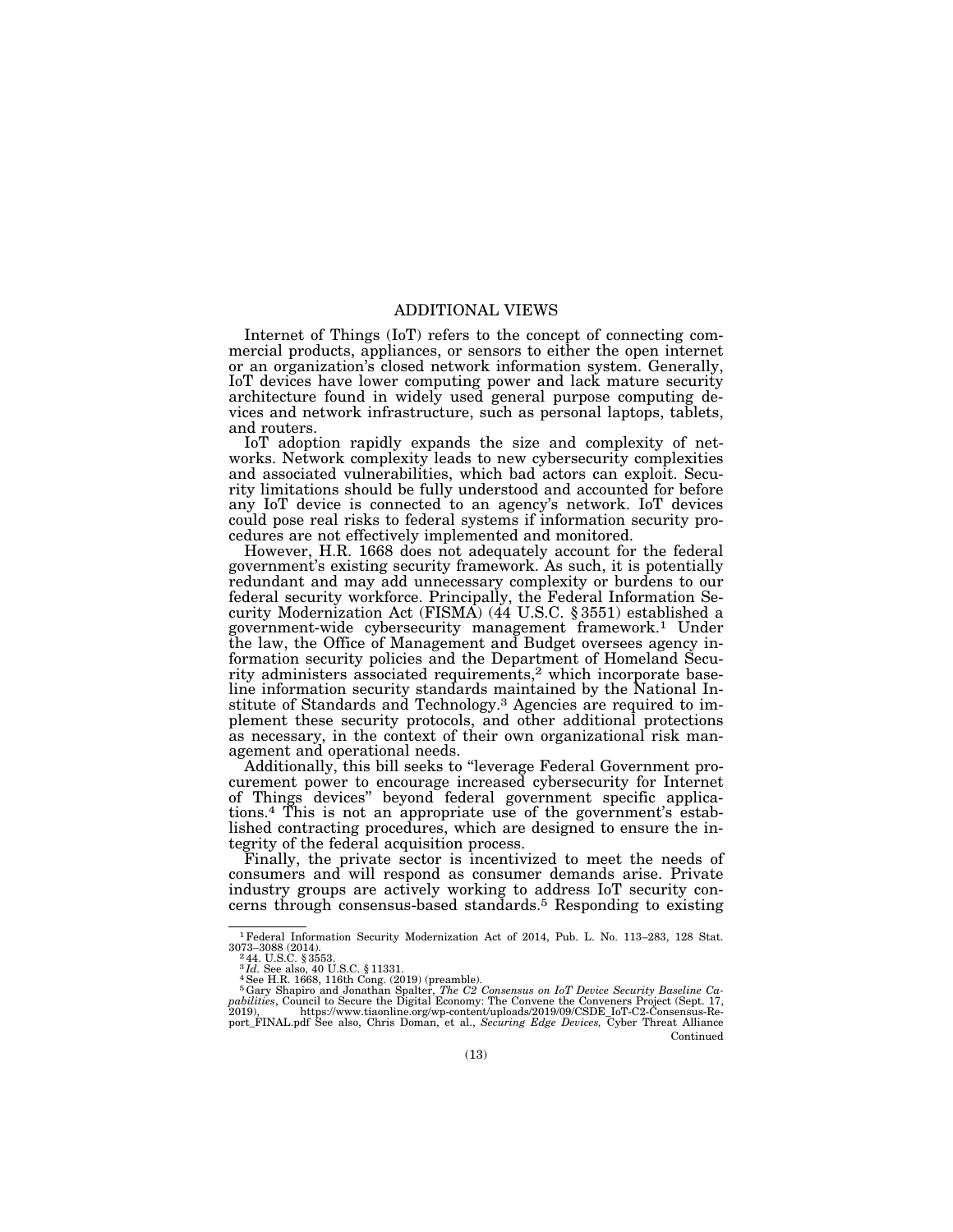## ADDITIONAL VIEWS

Internet of Things (IoT) refers to the concept of connecting commercial products, appliances, or sensors to either the open internet or an organization's closed network information system. Generally, IoT devices have lower computing power and lack mature security architecture found in widely used general purpose computing devices and network infrastructure, such as personal laptops, tablets, and routers.

IoT adoption rapidly expands the size and complexity of networks. Network complexity leads to new cybersecurity complexities and associated vulnerabilities, which bad actors can exploit. Security limitations should be fully understood and accounted for before any IoT device is connected to an agency's network. IoT devices could pose real risks to federal systems if information security procedures are not effectively implemented and monitored.

However, H.R. 1668 does not adequately account for the federal government's existing security framework. As such, it is potentially redundant and may add unnecessary complexity or burdens to our federal security workforce. Principally, the Federal Information Security Modernization Act (FISMA) (44 U.S.C. § 3551) established a government-wide cybersecurity management framework.[1] Under the law, the Office of Management and Budget oversees agency information security policies and the Department of Homeland Security administers associated requirements,[2] which incorporate baseline information security standards maintained by the National Institute of Standards and Technology.[3] Agencies are required to implement these security protocols, and other additional protections as necessary, in the context of their own organizational risk management and operational needs.

Additionally, this bill seeks to "leverage Federal Government procurement power to encourage increased cybersecurity for Internet of Things devices" beyond federal government specific applications.[4] This is not an appropriate use of the government's established contracting procedures, which are designed to ensure the integrity of the federal acquisition process.

Finally, the private sector is incentivized to meet the needs of consumers and will respond as consumer demands arise. Private industry groups are actively working to address IoT security concerns through consensus-based standards.[5] Responding to existing

---

[1] Federal Information Security Modernization Act of 2014, Pub. L. No. 113–283, 128 Stat. 3073–3088 (2014).

[2] 44. U.S.C. § 3553.

[3] *Id.* See also, 40 U.S.C. § 11331.

[4] See H.R. 1668, 116th Cong. (2019) (preamble).

[5] Gary Shapiro and Jonathan Spalter, *The C2 Consensus on IoT Device Security Baseline Capabilities*, Council to Secure the Digital Economy: The Convene the Conveners Project (Sept. 17, 2019), https://www.tiaonline.org/wp-content/uploads/2019/09/CSDE_IoT-C2-Consensus-Report_FINAL.pdf See also, Chris Doman, et al., *Securing Edge Devices,* Cyber Threat Alliance

Continued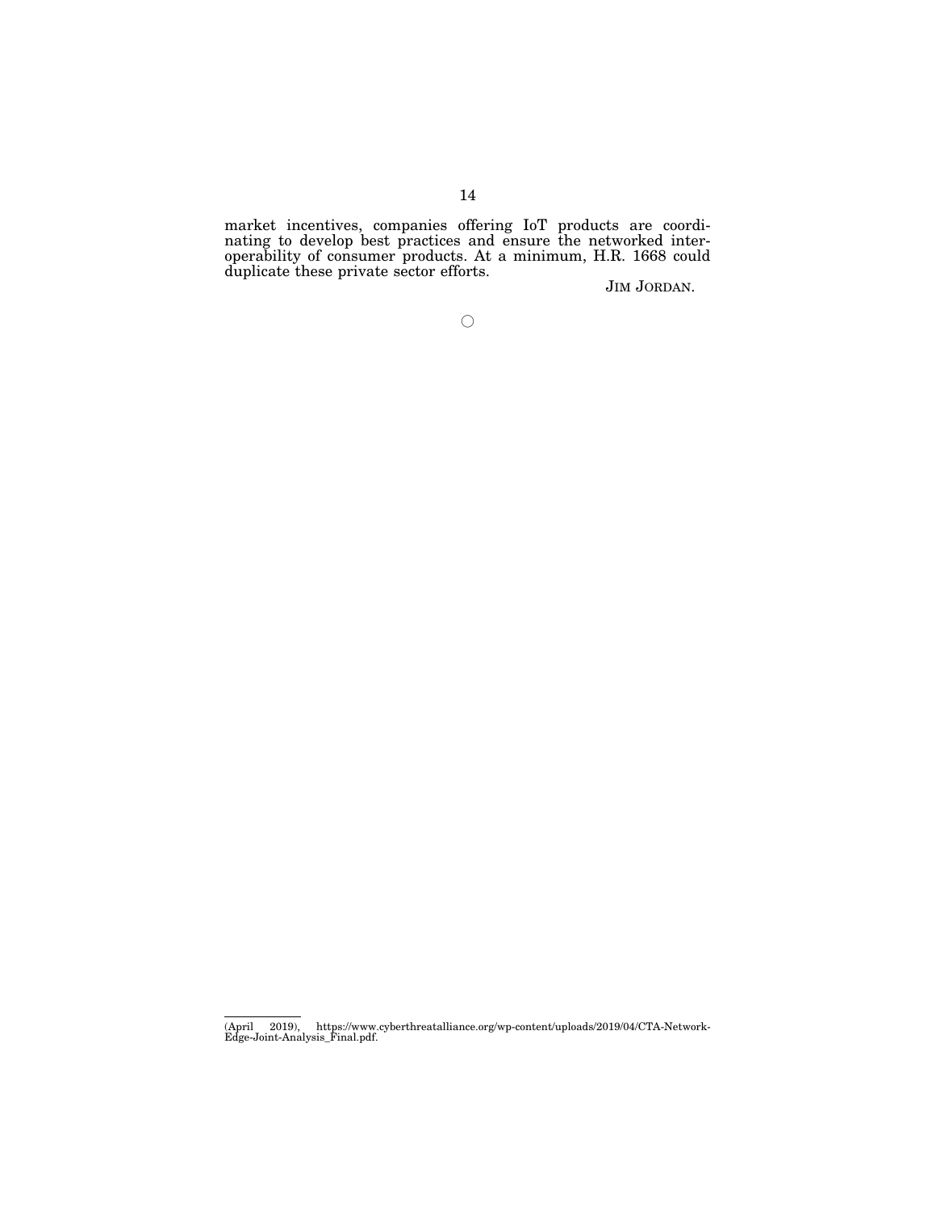market incentives, companies offering IoT products are coordinating to develop best practices and ensure the networked interoperability of consumer products. At a minimum, H.R. 1668 could duplicate these private sector efforts.

JIM JORDAN.

○

---

(April 2019), https://www.cyberthreatalliance.org/wp-content/uploads/2019/04/CTA-Network-Edge-Joint-Analysis_Final.pdf.